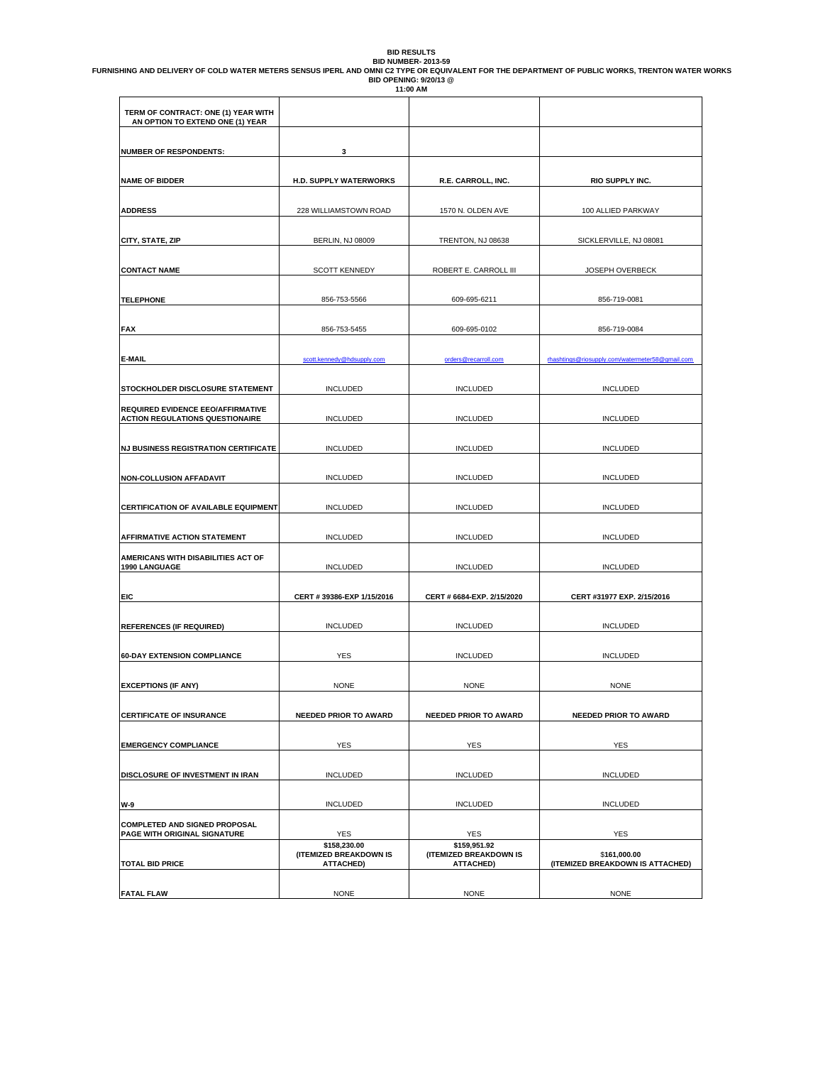# BID RESULTS

**BID NUMBER- 2013-59**

**FURNISHING AND DELIVERY OF COLD WATER METERS SENSUS IPERL AND OMNI C2 TYPE OR EQUIVALENT FOR THE DEPARTMENT OF PUBLIC WORKS, TRENTON WATER WORKS**

**BID OPENING: 9/20/13 @**

**11:00 AM**

| | | | |
|---|---|---|---|
| **TERM OF CONTRACT: ONE (1) YEAR WITH AN OPTION TO EXTEND ONE (1) YEAR** | | | |
| **NUMBER OF RESPONDENTS:** | **3** | | |
| **NAME OF BIDDER** | **H.D. SUPPLY WATERWORKS** | **R.E. CARROLL, INC.** | **RIO SUPPLY INC.** |
| **ADDRESS** | 228 WILLIAMSTOWN ROAD | 1570 N. OLDEN AVE | 100 ALLIED PARKWAY |
| **CITY, STATE, ZIP** | BERLIN, NJ 08009 | TRENTON, NJ 08638 | SICKLERVILLE, NJ 08081 |
| **CONTACT NAME** | SCOTT KENNEDY | ROBERT E. CARROLL III | JOSEPH OVERBECK |
| **TELEPHONE** | 856-753-5566 | 609-695-6211 | 856-719-0081 |
| **FAX** | 856-753-5455 | 609-695-0102 | 856-719-0084 |
| **E-MAIL** | scott.kennedy@hdsupply.com | orders@recarroll.com | rhashtings@riosupply.com/watermeter58@gmail.com |
| **STOCKHOLDER DISCLOSURE STATEMENT** | INCLUDED | INCLUDED | INCLUDED |
| **REQUIRED EVIDENCE EEO/AFFIRMATIVE ACTION REGULATIONS QUESTIONAIRE** | INCLUDED | INCLUDED | INCLUDED |
| **NJ BUSINESS REGISTRATION CERTIFICATE** | INCLUDED | INCLUDED | INCLUDED |
| **NON-COLLUSION AFFADAVIT** | INCLUDED | INCLUDED | INCLUDED |
| **CERTIFICATION OF AVAILABLE EQUIPMENT** | INCLUDED | INCLUDED | INCLUDED |
| **AFFIRMATIVE ACTION STATEMENT** | INCLUDED | INCLUDED | INCLUDED |
| **AMERICANS WITH DISABILITIES ACT OF 1990 LANGUAGE** | INCLUDED | INCLUDED | INCLUDED |
| **EIC** | **CERT # 39386-EXP 1/15/2016** | **CERT # 6684-EXP. 2/15/2020** | **CERT #31977 EXP. 2/15/2016** |
| **REFERENCES (IF REQUIRED)** | INCLUDED | INCLUDED | INCLUDED |
| **60-DAY EXTENSION COMPLIANCE** | YES | INCLUDED | INCLUDED |
| **EXCEPTIONS (IF ANY)** | NONE | NONE | NONE |
| **CERTIFICATE OF INSURANCE** | **NEEDED PRIOR TO AWARD** | **NEEDED PRIOR TO AWARD** | **NEEDED PRIOR TO AWARD** |
| **EMERGENCY COMPLIANCE** | YES | YES | YES |
| **DISCLOSURE OF INVESTMENT IN IRAN** | INCLUDED | INCLUDED | INCLUDED |
| **W-9** | INCLUDED | INCLUDED | INCLUDED |
| **COMPLETED AND SIGNED PROPOSAL PAGE WITH ORIGINAL SIGNATURE** | YES | YES | YES |
| **TOTAL BID PRICE** | **$158,230.00 (ITEMIZED BREAKDOWN IS ATTACHED)** | **$159,951.92 (ITEMIZED BREAKDOWN IS ATTACHED)** | **$161,000.00 (ITEMIZED BREAKDOWN IS ATTACHED)** |
| **FATAL FLAW** | NONE | NONE | NONE |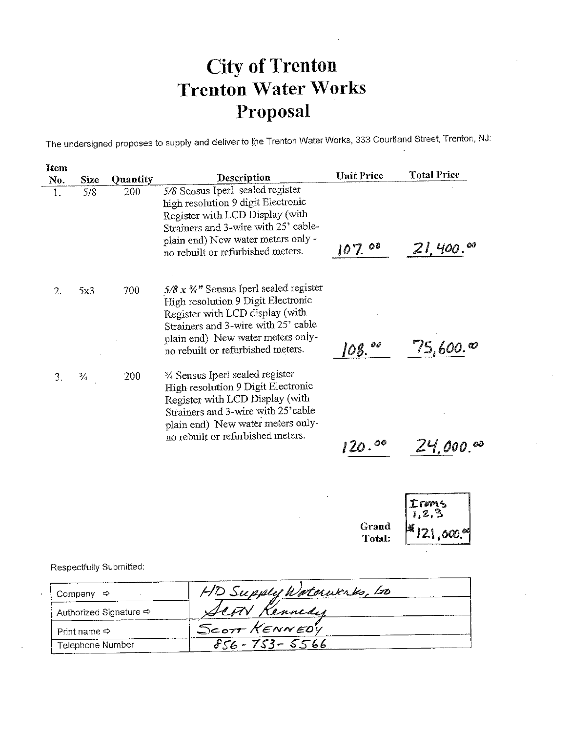# City of Trenton
# Trenton Water Works
# Proposal

The undersigned proposes to supply and deliver to the Trenton Water Works, 333 Courtland Street, Trenton, NJ:

| Item No. | Size | Quantity | Description | Unit Price | Total Price |
|---|---|---|---|---|---|
| 1. | 5/8 | 200 | *5/8* Sensus Iperl sealed register high resolution 9 digit Electronic Register with LCD Display (with Strainers and 3-wire with 25' cable-plain end) New water meters only - no rebuilt or refurbished meters. | 107.00 | 21,400.00 |
| 2. | 5x3 | 700 | *5/8 x ¾"* Sensus Iperl sealed register High resolution 9 Digit Electronic Register with LCD display (with Strainers and 3-wire with 25' cable plain end) New water meters only- no rebuilt or refurbished meters. | 108.00 | 75,600.00 |
| 3. | ¾ | 200 | ¾ Sensus Iperl sealed register High resolution 9 Digit Electronic Register with LCD Display (with Strainers and 3-wire with 25' cable plain end) New water meters only- no rebuilt or refurbished meters. | 120.00 | 24,000.00 |

**Grand Total:** Items 1,2,3 $121,000.00

Respectfully Submitted:

| | |
|---|---|
| Company ⇨ | HD Supply Waterworks, Ltd |
| Authorized Signature ⇨ | Scott Kennedy |
| Print name ⇨ | SCOTT KENNEDY |
| Telephone Number | 856-753-5566 |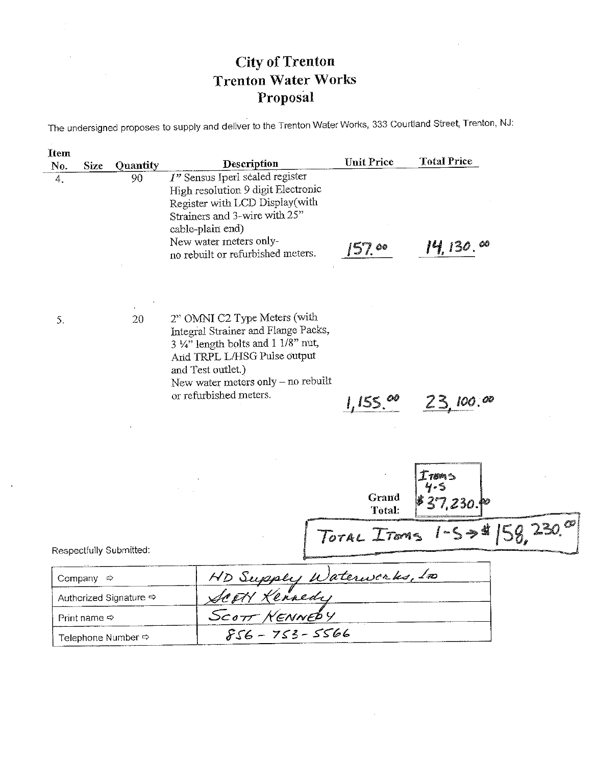# City of Trenton
# Trenton Water Works
# Proposal

The undersigned proposes to supply and deliver to the Trenton Water Works, 333 Courtland Street, Trenton, NJ:

| Item No. | Size | Quantity | Description | Unit Price | Total Price |
|---|---|---|---|---|---|
| 4. | | 90 | 1" Sensus Iperl sealed register High resolution 9 digit Electronic Register with LCD Display(with Strainers and 3-wire with 25" cable-plain end) New water meters only- no rebuilt or refurbished meters. | 157.00 | 14,130.00 |
| 5. | | 20 | 2" OMNI C2 Type Meters (with Integral Strainer and Flange Packs, 3 ¼" length bolts and 1 1/8" nut, And TRPL L/HSG Pulse output and Test outlet.) New water meters only – no rebuilt or refurbished meters. | 1,155.00 | 23,100.00 |

**Grand Total:** Items 4-5 $37,230.00

TOTAL ITEMS 1-5 → $158,230.00

Respectfully Submitted:

| | |
|---|---|
| Company ⇨ | HD Supply Waterworks, LTD |
| Authorized Signature ⇨ | Scott Kennedy |
| Print name ⇨ | SCOTT KENNEDY |
| Telephone Number ⇨ | 856-753-5566 |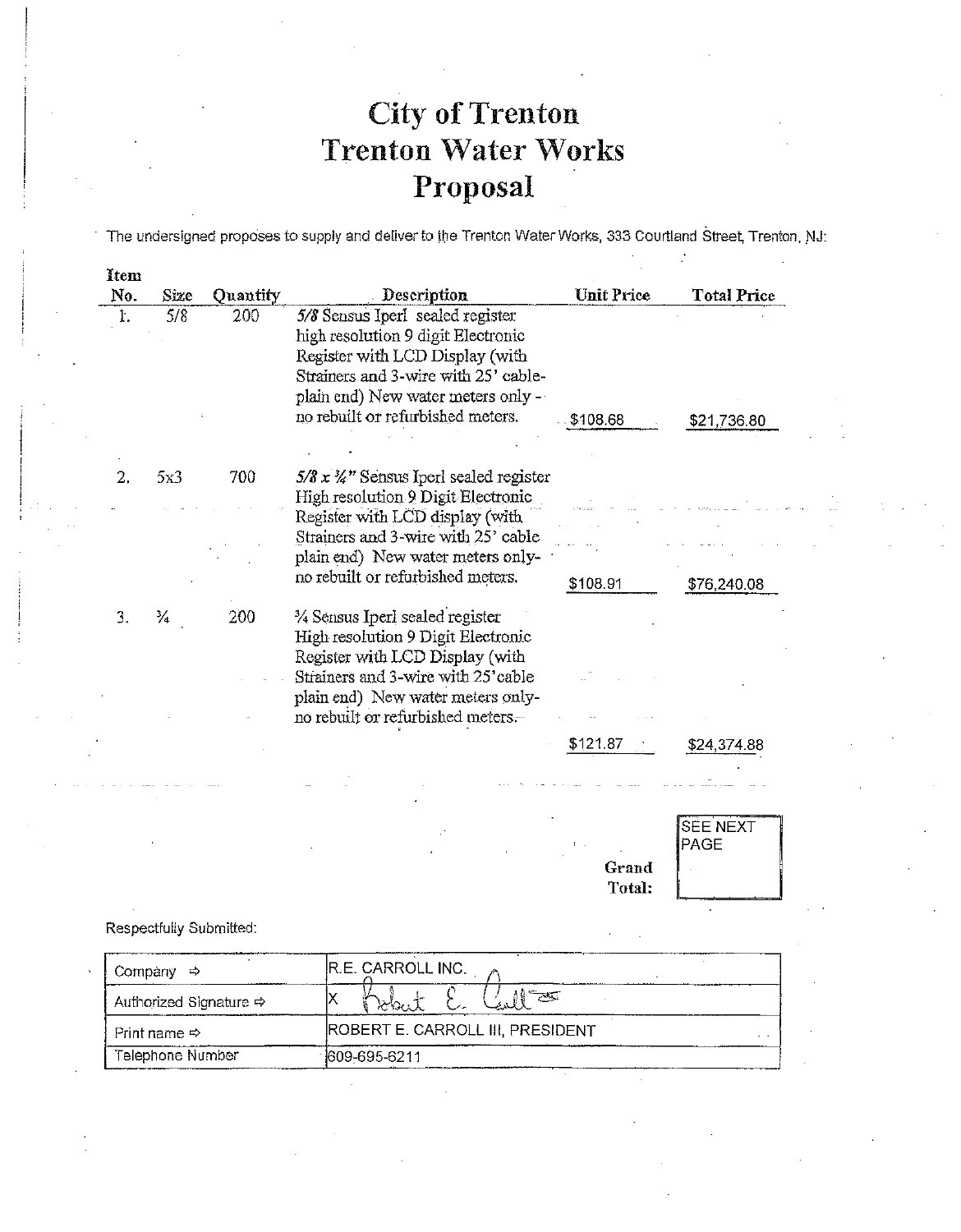# City of Trenton
# Trenton Water Works
# Proposal

The undersigned proposes to supply and deliver to the Trenton Water Works, 333 Courtland Street, Trenton, NJ:

| Item No. | Size | Quantity | Description | Unit Price | Total Price |
|---|---|---|---|---|---|
| 1. | 5/8 | 200 | *5/8* Sensus Iperl sealed register high resolution 9 digit Electronic Register with LCD Display (with Strainers and 3-wire with 25' cable-plain end) New water meters only - no rebuilt or refurbished meters. | $108.68 | $21,736.80 |
| 2. | 5x3 | 700 | *5/8 x ¾"* Sensus Iperl sealed register High resolution 9 Digit Electronic Register with LCD display (with Strainers and 3-wire with 25' cable plain end) New water meters only- no rebuilt or refurbished meters. | $108.91 | $76,240.08 |
| 3. | ¾ | 200 | ¾ Sensus Iperl sealed register High resolution 9 Digit Electronic Register with LCD Display (with Strainers and 3-wire with 25' cable plain end) New water meters only- no rebuilt or refurbished meters. | $121.87 | $24,374.88 |

**Grand Total:** SEE NEXT PAGE

Respectfully Submitted:

| | |
|---|---|
| Company ⇨ | R.E. CARROLL INC. |
| Authorized Signature ⇨ | X Robert E. Carroll |
| Print name ⇨ | ROBERT E. CARROLL III, PRESIDENT |
| Telephone Number | 609-695-6211 |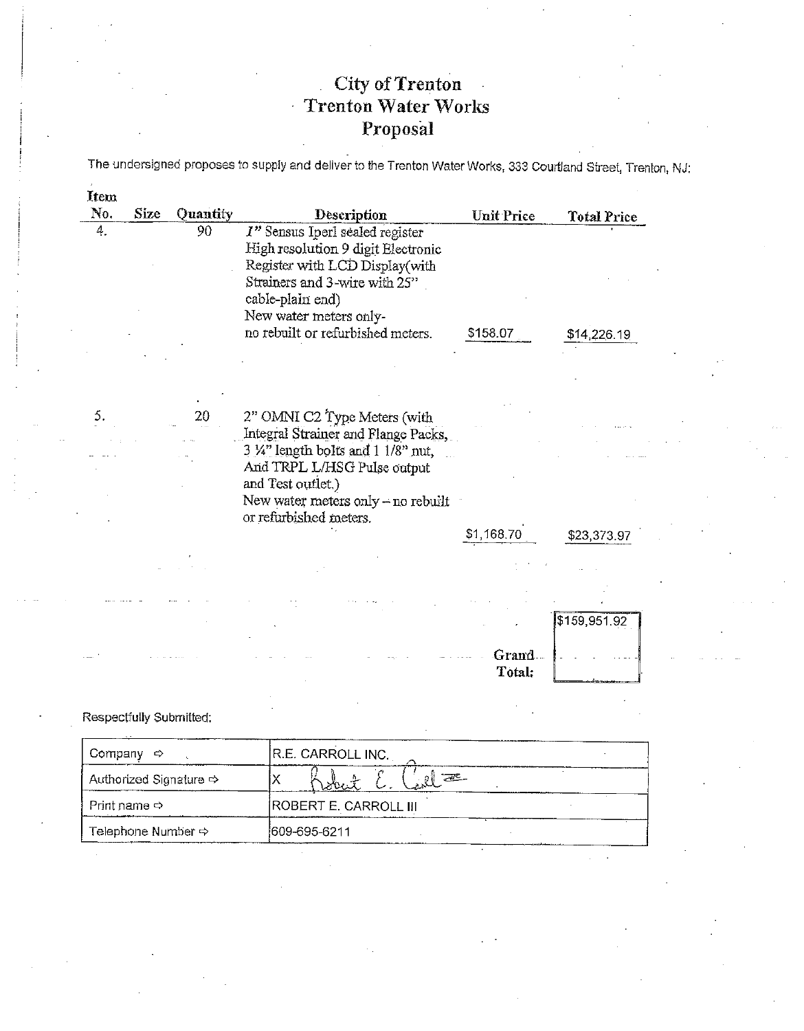# City of Trenton
# Trenton Water Works
# Proposal

The undersigned proposes to supply and deliver to the Trenton Water Works, 333 Courtland Street, Trenton, NJ:

| Item No. | Size | Quantity | Description | Unit Price | Total Price |
|---|---|---|---|---|---|
| 4. | | 90 | 1" Sensus Iperl sealed register High resolution 9 digit Electronic Register with LCD Display(with Strainers and 3-wire with 25" cable-plain end) New water meters only- no rebuilt or refurbished meters. | $158.07 | $14,226.19 |
| 5. | | 20 | 2" OMNI C2 Type Meters (with Integral Strainer and Flange Packs, 3 ¼" length bolts and 1 1/8" nut, And TRPL L/HSG Pulse output and Test outlet.) New water meters only – no rebuilt or refurbished meters. | $1,168.70 | $23,373.97 |

**Grand Total:** $159,951.92

Respectfully Submitted:

| | |
|---|---|
| Company ⇨ | R.E. CARROLL INC. |
| Authorized Signature ⇨ | X Robert E. Carroll III |
| Print name ⇨ | ROBERT E. CARROLL III |
| Telephone Number ⇨ | 609-695-6211 |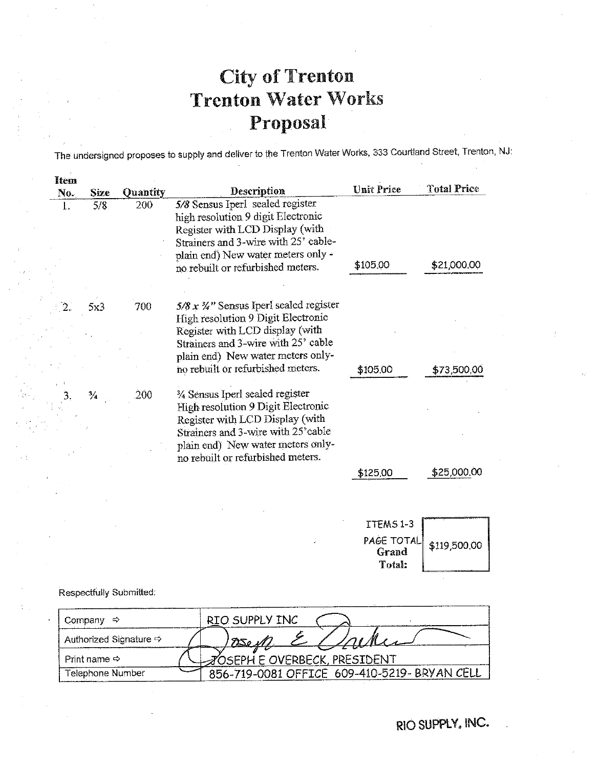# City of Trenton
# Trenton Water Works
# Proposal

The undersigned proposes to supply and deliver to the Trenton Water Works, 333 Courtland Street, Trenton, NJ:

| Item No. | Size | Quantity | Description | Unit Price | Total Price |
|---|---|---|---|---|---|
| 1. | 5/8 | 200 | *5/8* Sensus Iperl sealed register high resolution 9 digit Electronic Register with LCD Display (with Strainers and 3-wire with 25' cable-plain end) New water meters only - no rebuilt or refurbished meters. | $105.00 | $21,000.00 |
| 2. | 5x3 | 700 | *5/8 x ¾"* Sensus Iperl sealed register High resolution 9 Digit Electronic Register with LCD display (with Strainers and 3-wire with 25' cable plain end) New water meters only-no rebuilt or refurbished meters. | $105.00 | $73,500.00 |
| 3. | ¾ | 200 | ¾ Sensus Iperl sealed register High resolution 9 Digit Electronic Register with LCD Display (with Strainers and 3-wire with 25' cable plain end) New water meters only-no rebuilt or refurbished meters. | $125.00 | $25,000.00 |

ITEMS 1-3 PAGE TOTAL **Grand Total:** $119,500.00

Respectfully Submitted:

| | |
|---|---|
| Company ⇨ | RIO SUPPLY INC |
| Authorized Signature ⇨ | Joseph E Overbeck |
| Print name ⇨ | JOSEPH E OVERBECK, PRESIDENT |
| Telephone Number | 856-719-0081 OFFICE 609-410-5219- BRYAN CELL |

RIO SUPPLY, INC.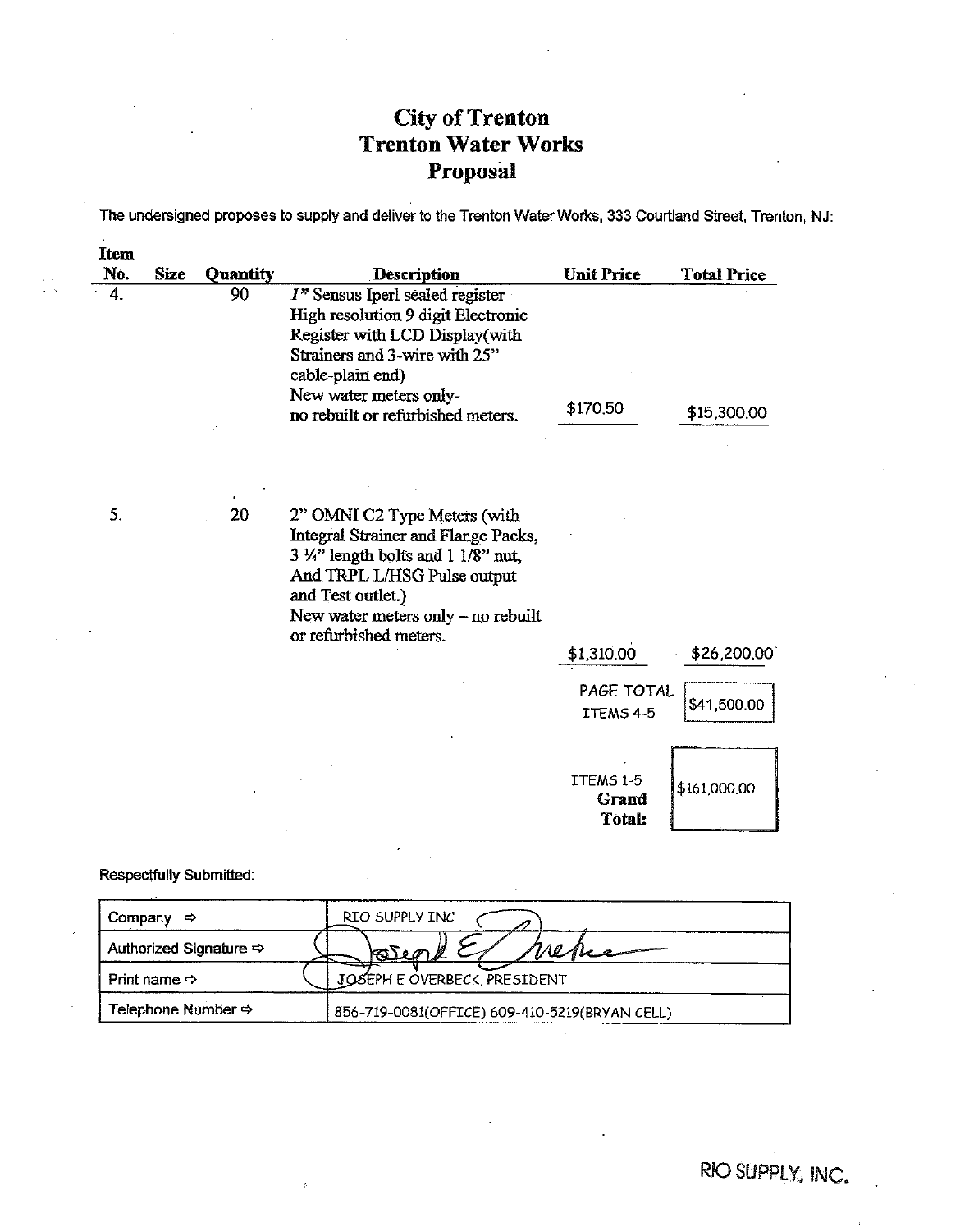# City of Trenton
# Trenton Water Works
# Proposal

The undersigned proposes to supply and deliver to the Trenton Water Works, 333 Courtland Street, Trenton, NJ:

| Item No. | Size | Quantity | Description | Unit Price | Total Price |
|---|---|---|---|---|---|
| 4. | | 90 | *1"* Sensus Iperl sealed register High resolution 9 digit Electronic Register with LCD Display(with Strainers and 3-wire with 25" cable-plain end) New water meters only- no rebuilt or refurbished meters. | $170.50 | $15,300.00 |
| 5. | | 20 | 2" OMNI C2 Type Meters (with Integral Strainer and Flange Packs, 3 ¼" length bolts and 1 1/8" nut, And TRPL L/HSG Pulse output and Test outlet.) New water meters only – no rebuilt or refurbished meters. | $1,310.00 | $26,200.00 |
| | | | | PAGE TOTAL ITEMS 4-5 | $41,500.00 |
| | | | | ITEMS 1-5 **Grand Total:** | $161,000.00 |

Respectfully Submitted:

| | |
|---|---|
| Company ⇨ | RIO SUPPLY INC |
| Authorized Signature ⇨ | Joseph E Overbeck |
| Print name ⇨ | JOSEPH E OVERBECK, PRESIDENT |
| Telephone Number ⇨ | 856-719-0081(OFFICE) 609-410-5219(BRYAN CELL) |

RIO SUPPLY, INC.